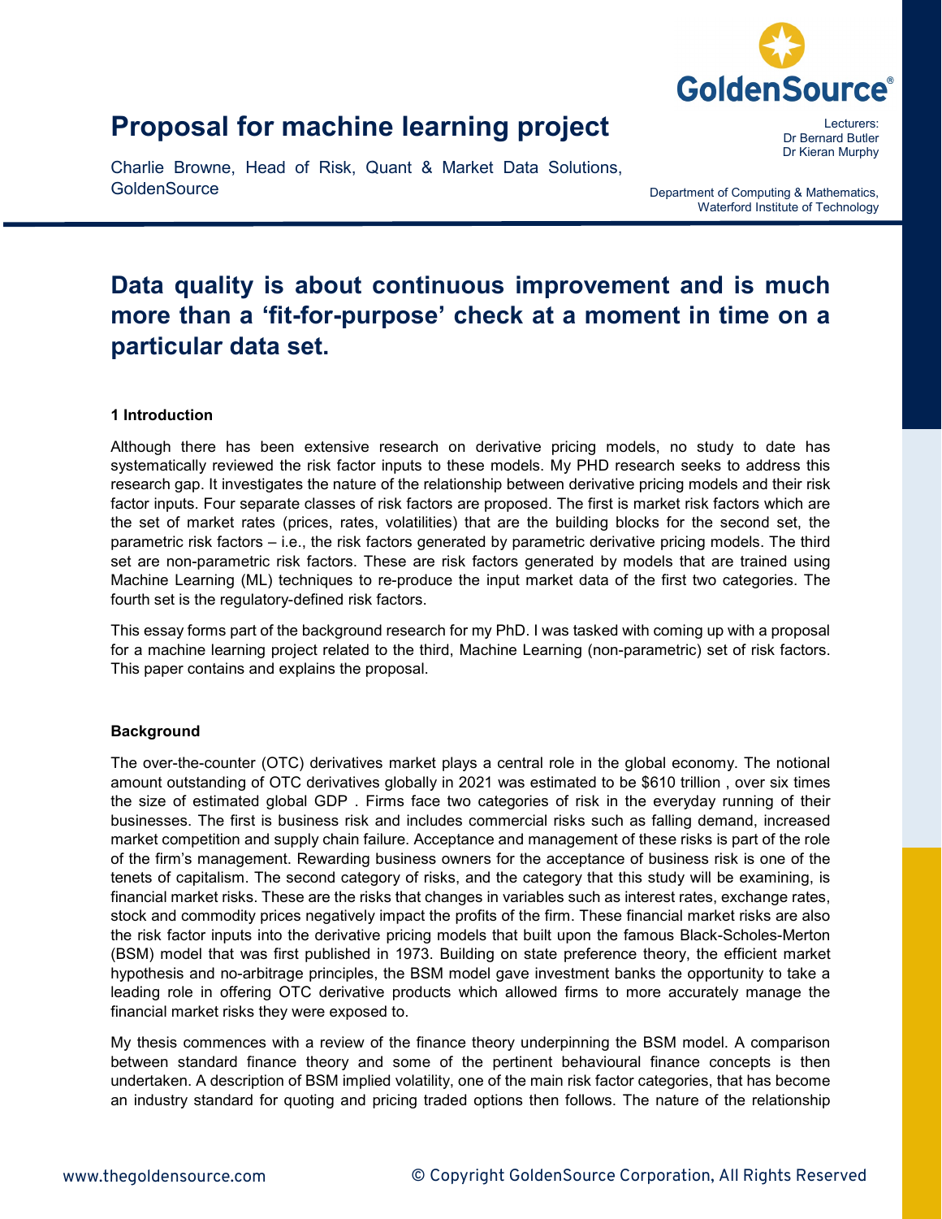# Proposal for machine learning project

Charlie Browne, Head of Risk, Quant & Market Data Solutions, GoldenSource

Lecturers:
Dr Bernard Butler
Dr Kieran Murphy

Department of Computing & Mathematics,
Waterford Institute of Technology

## Data quality is about continuous improvement and is much more than a 'fit-for-purpose' check at a moment in time on a particular data set.

### 1 Introduction

Although there has been extensive research on derivative pricing models, no study to date has systematically reviewed the risk factor inputs to these models. My PHD research seeks to address this research gap. It investigates the nature of the relationship between derivative pricing models and their risk factor inputs. Four separate classes of risk factors are proposed. The first is market risk factors which are the set of market rates (prices, rates, volatilities) that are the building blocks for the second set, the parametric risk factors – i.e., the risk factors generated by parametric derivative pricing models. The third set are non-parametric risk factors. These are risk factors generated by models that are trained using Machine Learning (ML) techniques to re-produce the input market data of the first two categories. The fourth set is the regulatory-defined risk factors.

This essay forms part of the background research for my PhD. I was tasked with coming up with a proposal for a machine learning project related to the third, Machine Learning (non-parametric) set of risk factors. This paper contains and explains the proposal.

### Background

The over-the-counter (OTC) derivatives market plays a central role in the global economy. The notional amount outstanding of OTC derivatives globally in 2021 was estimated to be $610 trillion , over six times the size of estimated global GDP . Firms face two categories of risk in the everyday running of their businesses. The first is business risk and includes commercial risks such as falling demand, increased market competition and supply chain failure. Acceptance and management of these risks is part of the role of the firm's management. Rewarding business owners for the acceptance of business risk is one of the tenets of capitalism. The second category of risks, and the category that this study will be examining, is financial market risks. These are the risks that changes in variables such as interest rates, exchange rates, stock and commodity prices negatively impact the profits of the firm. These financial market risks are also the risk factor inputs into the derivative pricing models that built upon the famous Black-Scholes-Merton (BSM) model that was first published in 1973. Building on state preference theory, the efficient market hypothesis and no-arbitrage principles, the BSM model gave investment banks the opportunity to take a leading role in offering OTC derivative products which allowed firms to more accurately manage the financial market risks they were exposed to.

My thesis commences with a review of the finance theory underpinning the BSM model. A comparison between standard finance theory and some of the pertinent behavioural finance concepts is then undertaken. A description of BSM implied volatility, one of the main risk factor categories, that has become an industry standard for quoting and pricing traded options then follows. The nature of the relationship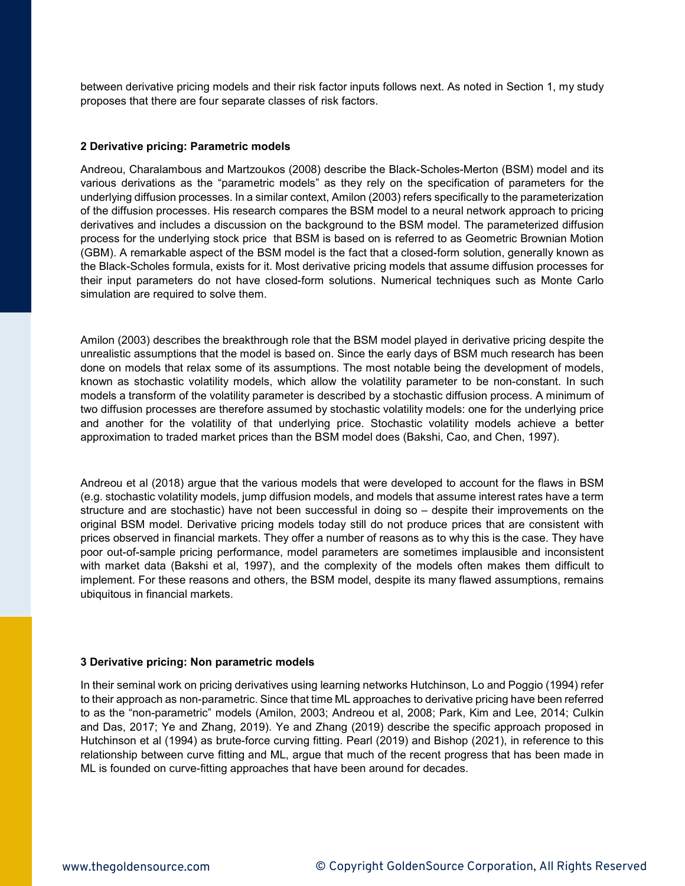between derivative pricing models and their risk factor inputs follows next. As noted in Section 1, my study proposes that there are four separate classes of risk factors.

## 2 Derivative pricing: Parametric models

Andreou, Charalambous and Martzoukos (2008) describe the Black-Scholes-Merton (BSM) model and its various derivations as the "parametric models" as they rely on the specification of parameters for the underlying diffusion processes. In a similar context, Amilon (2003) refers specifically to the parameterization of the diffusion processes. His research compares the BSM model to a neural network approach to pricing derivatives and includes a discussion on the background to the BSM model. The parameterized diffusion process for the underlying stock price that BSM is based on is referred to as Geometric Brownian Motion (GBM). A remarkable aspect of the BSM model is the fact that a closed-form solution, generally known as the Black-Scholes formula, exists for it. Most derivative pricing models that assume diffusion processes for their input parameters do not have closed-form solutions. Numerical techniques such as Monte Carlo simulation are required to solve them.

Amilon (2003) describes the breakthrough role that the BSM model played in derivative pricing despite the unrealistic assumptions that the model is based on. Since the early days of BSM much research has been done on models that relax some of its assumptions. The most notable being the development of models, known as stochastic volatility models, which allow the volatility parameter to be non-constant. In such models a transform of the volatility parameter is described by a stochastic diffusion process. A minimum of two diffusion processes are therefore assumed by stochastic volatility models: one for the underlying price and another for the volatility of that underlying price. Stochastic volatility models achieve a better approximation to traded market prices than the BSM model does (Bakshi, Cao, and Chen, 1997).

Andreou et al (2018) argue that the various models that were developed to account for the flaws in BSM (e.g. stochastic volatility models, jump diffusion models, and models that assume interest rates have a term structure and are stochastic) have not been successful in doing so – despite their improvements on the original BSM model. Derivative pricing models today still do not produce prices that are consistent with prices observed in financial markets. They offer a number of reasons as to why this is the case. They have poor out-of-sample pricing performance, model parameters are sometimes implausible and inconsistent with market data (Bakshi et al, 1997), and the complexity of the models often makes them difficult to implement. For these reasons and others, the BSM model, despite its many flawed assumptions, remains ubiquitous in financial markets.

## 3 Derivative pricing: Non parametric models

In their seminal work on pricing derivatives using learning networks Hutchinson, Lo and Poggio (1994) refer to their approach as non-parametric. Since that time ML approaches to derivative pricing have been referred to as the "non-parametric" models (Amilon, 2003; Andreou et al, 2008; Park, Kim and Lee, 2014; Culkin and Das, 2017; Ye and Zhang, 2019). Ye and Zhang (2019) describe the specific approach proposed in Hutchinson et al (1994) as brute-force curving fitting. Pearl (2019) and Bishop (2021), in reference to this relationship between curve fitting and ML, argue that much of the recent progress that has been made in ML is founded on curve-fitting approaches that have been around for decades.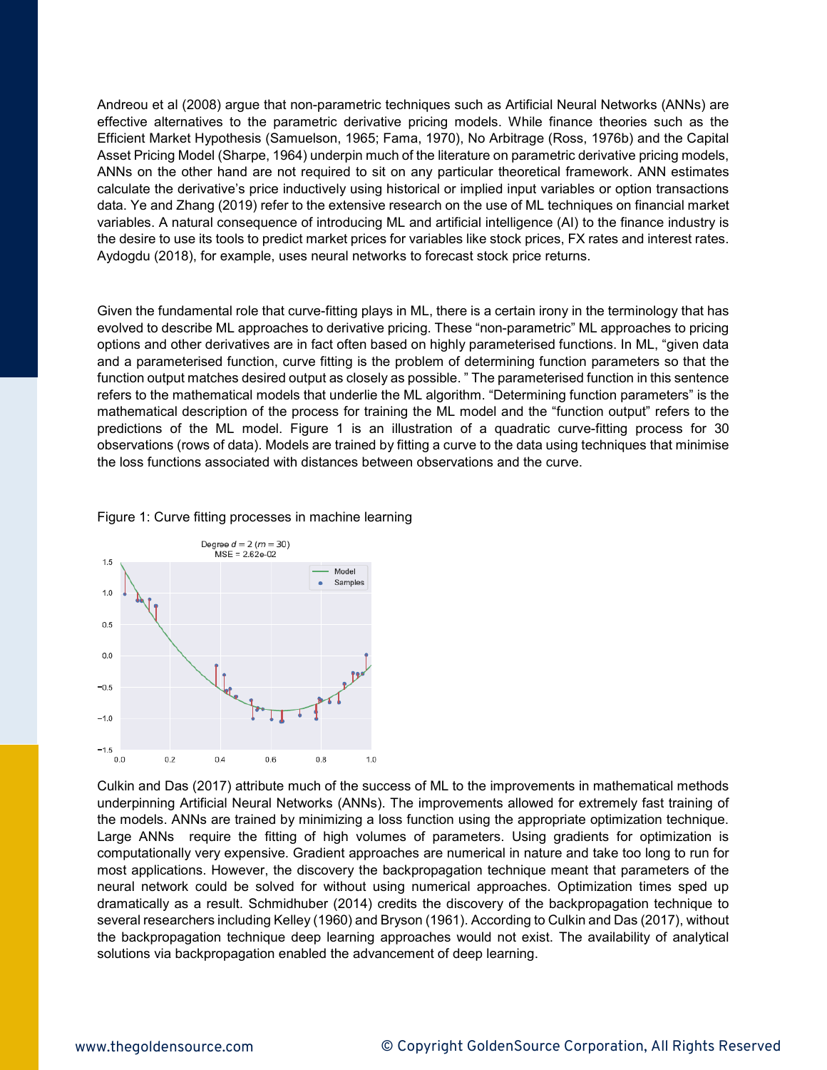Andreou et al (2008) argue that non-parametric techniques such as Artificial Neural Networks (ANNs) are effective alternatives to the parametric derivative pricing models. While finance theories such as the Efficient Market Hypothesis (Samuelson, 1965; Fama, 1970), No Arbitrage (Ross, 1976b) and the Capital Asset Pricing Model (Sharpe, 1964) underpin much of the literature on parametric derivative pricing models, ANNs on the other hand are not required to sit on any particular theoretical framework. ANN estimates calculate the derivative's price inductively using historical or implied input variables or option transactions data. Ye and Zhang (2019) refer to the extensive research on the use of ML techniques on financial market variables. A natural consequence of introducing ML and artificial intelligence (AI) to the finance industry is the desire to use its tools to predict market prices for variables like stock prices, FX rates and interest rates. Aydogdu (2018), for example, uses neural networks to forecast stock price returns.

Given the fundamental role that curve-fitting plays in ML, there is a certain irony in the terminology that has evolved to describe ML approaches to derivative pricing. These "non-parametric" ML approaches to pricing options and other derivatives are in fact often based on highly parameterised functions. In ML, "given data and a parameterised function, curve fitting is the problem of determining function parameters so that the function output matches desired output as closely as possible. " The parameterised function in this sentence refers to the mathematical models that underlie the ML algorithm. "Determining function parameters" is the mathematical description of the process for training the ML model and the "function output" refers to the predictions of the ML model. Figure 1 is an illustration of a quadratic curve-fitting process for 30 observations (rows of data). Models are trained by fitting a curve to the data using techniques that minimise the loss functions associated with distances between observations and the curve.

Figure 1: Curve fitting processes in machine learning

Culkin and Das (2017) attribute much of the success of ML to the improvements in mathematical methods underpinning Artificial Neural Networks (ANNs). The improvements allowed for extremely fast training of the models. ANNs are trained by minimizing a loss function using the appropriate optimization technique. Large ANNs require the fitting of high volumes of parameters. Using gradients for optimization is computationally very expensive. Gradient approaches are numerical in nature and take too long to run for most applications. However, the discovery the backpropagation technique meant that parameters of the neural network could be solved for without using numerical approaches. Optimization times sped up dramatically as a result. Schmidhuber (2014) credits the discovery of the backpropagation technique to several researchers including Kelley (1960) and Bryson (1961). According to Culkin and Das (2017), without the backpropagation technique deep learning approaches would not exist. The availability of analytical solutions via backpropagation enabled the advancement of deep learning.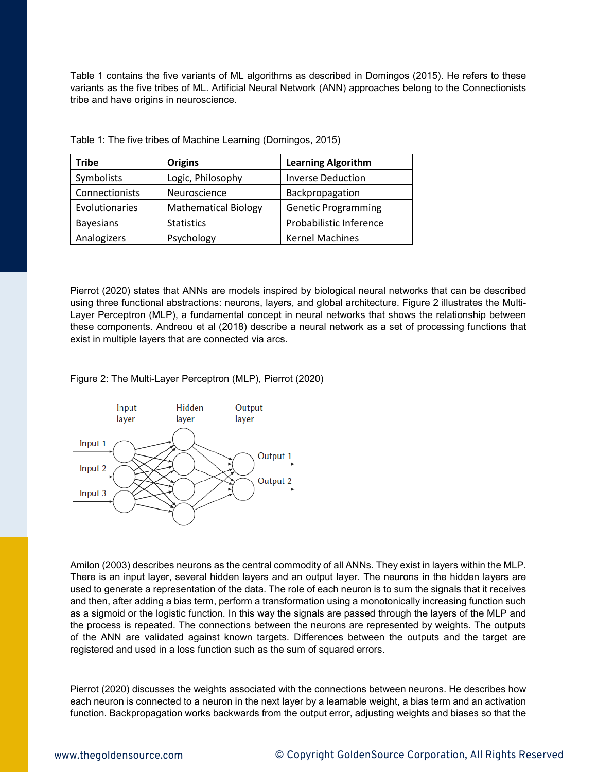Table 1 contains the five variants of ML algorithms as described in Domingos (2015). He refers to these variants as the five tribes of ML. Artificial Neural Network (ANN) approaches belong to the Connectionists tribe and have origins in neuroscience.

Table 1: The five tribes of Machine Learning (Domingos, 2015)

| Tribe | Origins | Learning Algorithm |
|---|---|---|
| Symbolists | Logic, Philosophy | Inverse Deduction |
| Connectionists | Neuroscience | Backpropagation |
| Evolutionaries | Mathematical Biology | Genetic Programming |
| Bayesians | Statistics | Probabilistic Inference |
| Analogizers | Psychology | Kernel Machines |

Pierrot (2020) states that ANNs are models inspired by biological neural networks that can be described using three functional abstractions: neurons, layers, and global architecture. Figure 2 illustrates the Multi-Layer Perceptron (MLP), a fundamental concept in neural networks that shows the relationship between these components. Andreou et al (2018) describe a neural network as a set of processing functions that exist in multiple layers that are connected via arcs.

Figure 2: The Multi-Layer Perceptron (MLP), Pierrot (2020)

Amilon (2003) describes neurons as the central commodity of all ANNs. They exist in layers within the MLP. There is an input layer, several hidden layers and an output layer. The neurons in the hidden layers are used to generate a representation of the data. The role of each neuron is to sum the signals that it receives and then, after adding a bias term, perform a transformation using a monotonically increasing function such as a sigmoid or the logistic function. In this way the signals are passed through the layers of the MLP and the process is repeated. The connections between the neurons are represented by weights. The outputs of the ANN are validated against known targets. Differences between the outputs and the target are registered and used in a loss function such as the sum of squared errors.

Pierrot (2020) discusses the weights associated with the connections between neurons. He describes how each neuron is connected to a neuron in the next layer by a learnable weight, a bias term and an activation function. Backpropagation works backwards from the output error, adjusting weights and biases so that the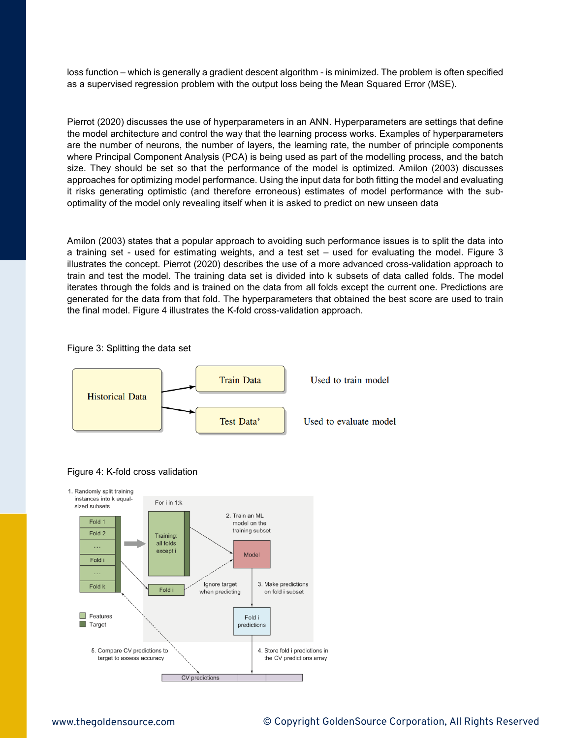loss function – which is generally a gradient descent algorithm - is minimized. The problem is often specified as a supervised regression problem with the output loss being the Mean Squared Error (MSE).

Pierrot (2020) discusses the use of hyperparameters in an ANN. Hyperparameters are settings that define the model architecture and control the way that the learning process works. Examples of hyperparameters are the number of neurons, the number of layers, the learning rate, the number of principle components where Principal Component Analysis (PCA) is being used as part of the modelling process, and the batch size. They should be set so that the performance of the model is optimized. Amilon (2003) discusses approaches for optimizing model performance. Using the input data for both fitting the model and evaluating it risks generating optimistic (and therefore erroneous) estimates of model performance with the sub-optimality of the model only revealing itself when it is asked to predict on new unseen data

Amilon (2003) states that a popular approach to avoiding such performance issues is to split the data into a training set - used for estimating weights, and a test set – used for evaluating the model. Figure 3 illustrates the concept. Pierrot (2020) describes the use of a more advanced cross-validation approach to train and test the model. The training data set is divided into k subsets of data called folds. The model iterates through the folds and is trained on the data from all folds except the current one. Predictions are generated for the data from that fold. The hyperparameters that obtained the best score are used to train the final model. Figure 4 illustrates the K-fold cross-validation approach.

Figure 3: Splitting the data set

Historical Data → Train Data: Used to train model

Historical Data → Test Data*: Used to evaluate model

Figure 4: K-fold cross validation

1. Randomly split training instances into k equal-sized subsets (Fold 1, Fold 2, …, Fold i, …, Fold k)

For i in 1:k

- Training: all folds except i
- 2. Train an ML model on the training subset → Model
- Fold i — Ignore target when predicting
- 3. Make predictions on fold i subset → Fold i predictions
- 4. Store fold i predictions in the CV predictions array
- 5. Compare CV predictions to target to assess accuracy

CV predictions

Features / Target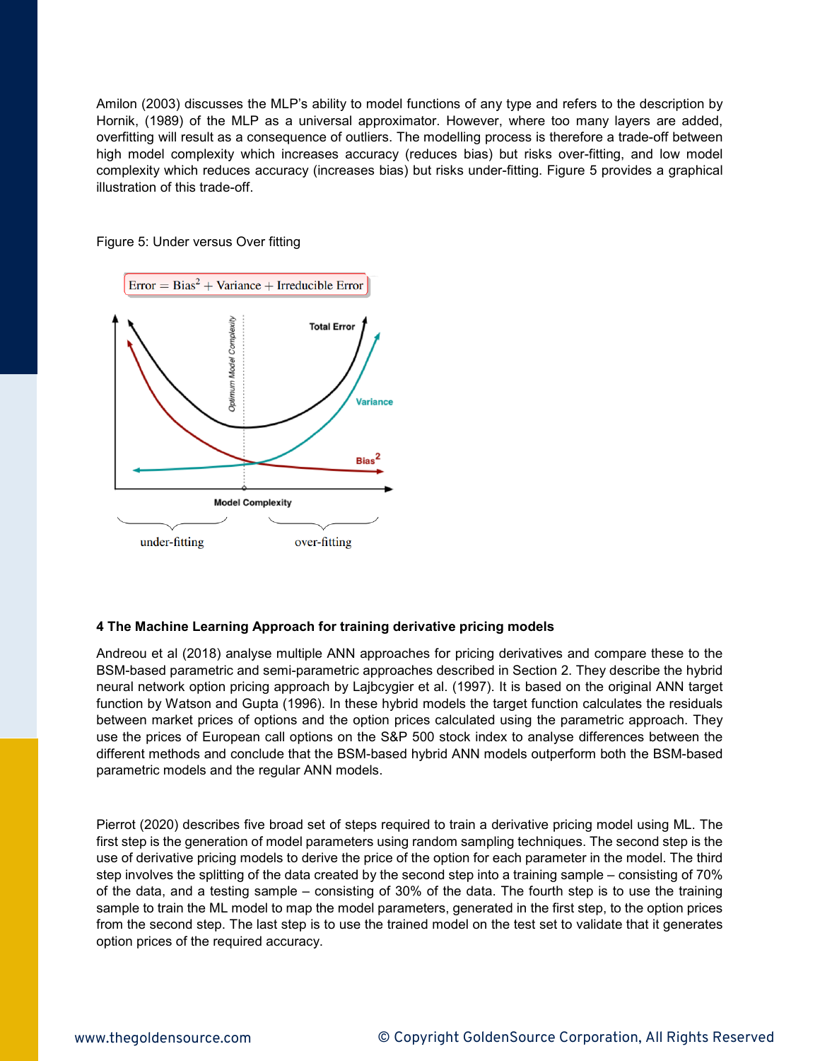Amilon (2003) discusses the MLP's ability to model functions of any type and refers to the description by Hornik, (1989) of the MLP as a universal approximator. However, where too many layers are added, overfitting will result as a consequence of outliers. The modelling process is therefore a trade-off between high model complexity which increases accuracy (reduces bias) but risks over-fitting, and low model complexity which reduces accuracy (increases bias) but risks under-fitting. Figure 5 provides a graphical illustration of this trade-off.

Figure 5: Under versus Over fitting

$$\text{Error} = \text{Bias}^2 + \text{Variance} + \text{Irreducible Error}$$

## 4 The Machine Learning Approach for training derivative pricing models

Andreou et al (2018) analyse multiple ANN approaches for pricing derivatives and compare these to the BSM-based parametric and semi-parametric approaches described in Section 2. They describe the hybrid neural network option pricing approach by Lajbcygier et al. (1997). It is based on the original ANN target function by Watson and Gupta (1996). In these hybrid models the target function calculates the residuals between market prices of options and the option prices calculated using the parametric approach. They use the prices of European call options on the S&P 500 stock index to analyse differences between the different methods and conclude that the BSM-based hybrid ANN models outperform both the BSM-based parametric models and the regular ANN models.

Pierrot (2020) describes five broad set of steps required to train a derivative pricing model using ML. The first step is the generation of model parameters using random sampling techniques. The second step is the use of derivative pricing models to derive the price of the option for each parameter in the model. The third step involves the splitting of the data created by the second step into a training sample – consisting of 70% of the data, and a testing sample – consisting of 30% of the data. The fourth step is to use the training sample to train the ML model to map the model parameters, generated in the first step, to the option prices from the second step. The last step is to use the trained model on the test set to validate that it generates option prices of the required accuracy.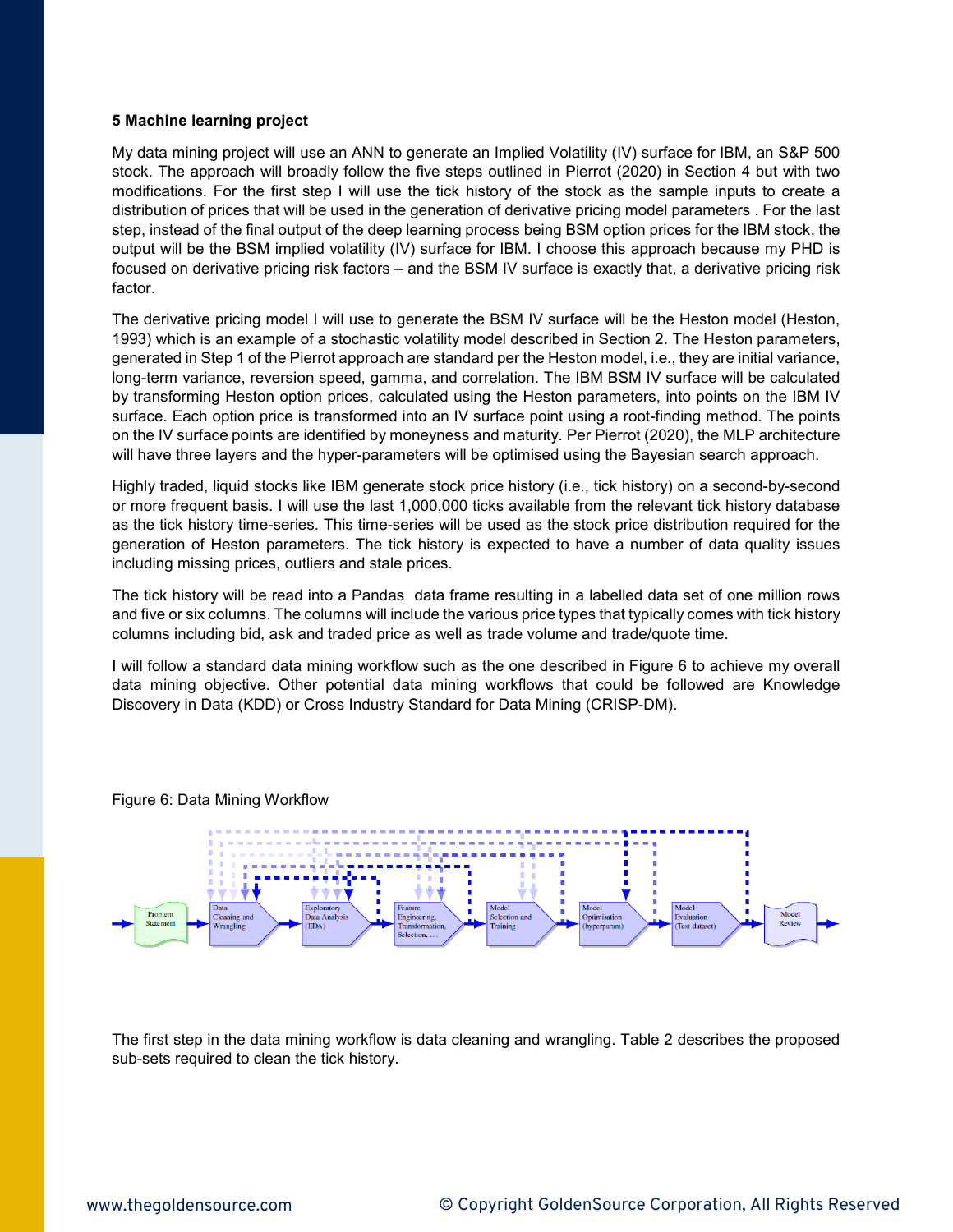**5 Machine learning project**

My data mining project will use an ANN to generate an Implied Volatility (IV) surface for IBM, an S&P 500 stock. The approach will broadly follow the five steps outlined in Pierrot (2020) in Section 4 but with two modifications. For the first step I will use the tick history of the stock as the sample inputs to create a distribution of prices that will be used in the generation of derivative pricing model parameters . For the last step, instead of the final output of the deep learning process being BSM option prices for the IBM stock, the output will be the BSM implied volatility (IV) surface for IBM. I choose this approach because my PHD is focused on derivative pricing risk factors – and the BSM IV surface is exactly that, a derivative pricing risk factor.

The derivative pricing model I will use to generate the BSM IV surface will be the Heston model (Heston, 1993) which is an example of a stochastic volatility model described in Section 2. The Heston parameters, generated in Step 1 of the Pierrot approach are standard per the Heston model, i.e., they are initial variance, long-term variance, reversion speed, gamma, and correlation. The IBM BSM IV surface will be calculated by transforming Heston option prices, calculated using the Heston parameters, into points on the IBM IV surface. Each option price is transformed into an IV surface point using a root-finding method. The points on the IV surface points are identified by moneyness and maturity. Per Pierrot (2020), the MLP architecture will have three layers and the hyper-parameters will be optimised using the Bayesian search approach.

Highly traded, liquid stocks like IBM generate stock price history (i.e., tick history) on a second-by-second or more frequent basis. I will use the last 1,000,000 ticks available from the relevant tick history database as the tick history time-series. This time-series will be used as the stock price distribution required for the generation of Heston parameters. The tick history is expected to have a number of data quality issues including missing prices, outliers and stale prices.

The tick history will be read into a Pandas data frame resulting in a labelled data set of one million rows and five or six columns. The columns will include the various price types that typically comes with tick history columns including bid, ask and traded price as well as trade volume and trade/quote time.

I will follow a standard data mining workflow such as the one described in Figure 6 to achieve my overall data mining objective. Other potential data mining workflows that could be followed are Knowledge Discovery in Data (KDD) or Cross Industry Standard for Data Mining (CRISP-DM).

Figure 6: Data Mining Workflow

Problem Statement → Data Cleaning and Wrangling → Exploratory Data Analysis (EDA) → Feature Engineering, Transformation, Selection, … → Model Selection and Training → Model Optimisation (hyperparam) → Model Evaluation (Test dataset) → Model Review

The first step in the data mining workflow is data cleaning and wrangling. Table 2 describes the proposed sub-sets required to clean the tick history.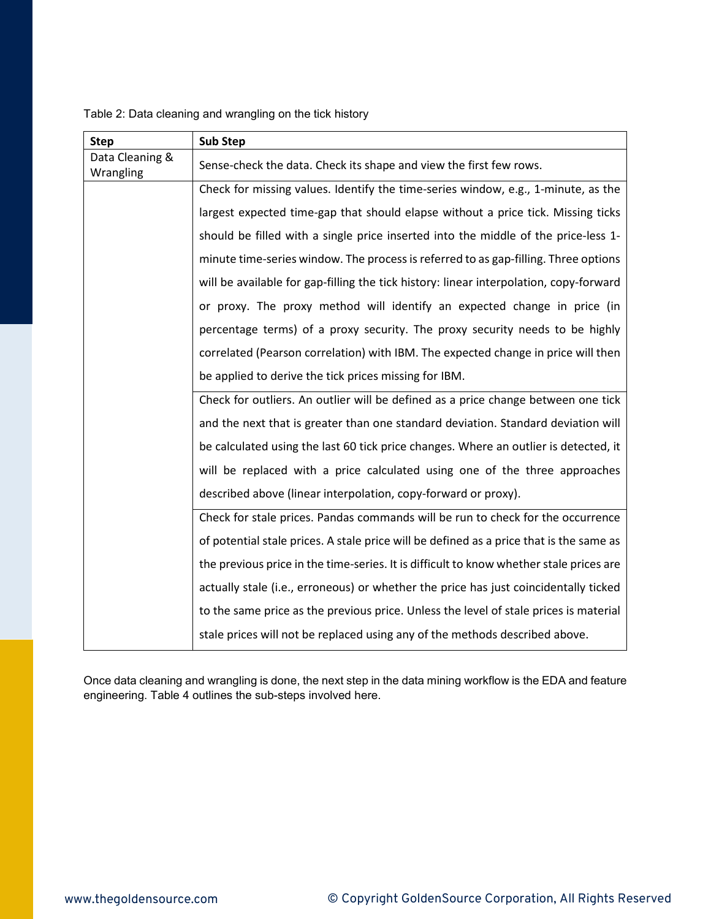Table 2: Data cleaning and wrangling on the tick history

| Step | Sub Step |
|---|---|
| Data Cleaning & Wrangling | Sense-check the data. Check its shape and view the first few rows. |
| | Check for missing values. Identify the time-series window, e.g., 1-minute, as the largest expected time-gap that should elapse without a price tick. Missing ticks should be filled with a single price inserted into the middle of the price-less 1-minute time-series window. The process is referred to as gap-filling. Three options will be available for gap-filling the tick history: linear interpolation, copy-forward or proxy. The proxy method will identify an expected change in price (in percentage terms) of a proxy security. The proxy security needs to be highly correlated (Pearson correlation) with IBM. The expected change in price will then be applied to derive the tick prices missing for IBM. |
| | Check for outliers. An outlier will be defined as a price change between one tick and the next that is greater than one standard deviation. Standard deviation will be calculated using the last 60 tick price changes. Where an outlier is detected, it will be replaced with a price calculated using one of the three approaches described above (linear interpolation, copy-forward or proxy). |
| | Check for stale prices. Pandas commands will be run to check for the occurrence of potential stale prices. A stale price will be defined as a price that is the same as the previous price in the time-series. It is difficult to know whether stale prices are actually stale (i.e., erroneous) or whether the price has just coincidentally ticked to the same price as the previous price. Unless the level of stale prices is material stale prices will not be replaced using any of the methods described above. |

Once data cleaning and wrangling is done, the next step in the data mining workflow is the EDA and feature engineering. Table 4 outlines the sub-steps involved here.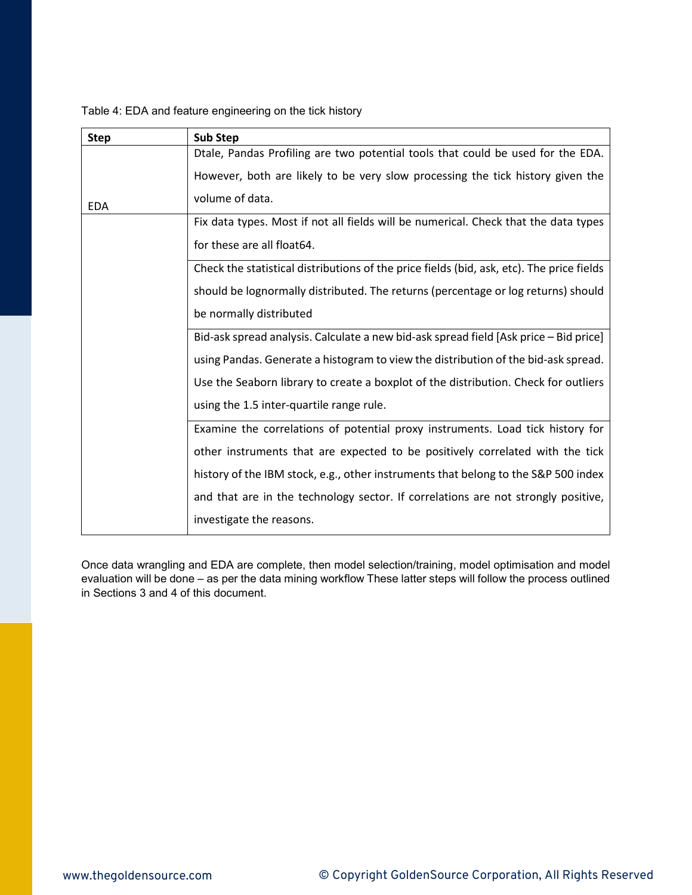Table 4: EDA and feature engineering on the tick history

| Step | Sub Step |
|---|---|
| EDA | Dtale, Pandas Profiling are two potential tools that could be used for the EDA. However, both are likely to be very slow processing the tick history given the volume of data. |
| | Fix data types. Most if not all fields will be numerical. Check that the data types for these are all float64. |
| | Check the statistical distributions of the price fields (bid, ask, etc). The price fields should be lognormally distributed. The returns (percentage or log returns) should be normally distributed |
| | Bid-ask spread analysis. Calculate a new bid-ask spread field [Ask price – Bid price] using Pandas. Generate a histogram to view the distribution of the bid-ask spread. Use the Seaborn library to create a boxplot of the distribution. Check for outliers using the 1.5 inter-quartile range rule. |
| | Examine the correlations of potential proxy instruments. Load tick history for other instruments that are expected to be positively correlated with the tick history of the IBM stock, e.g., other instruments that belong to the S&P 500 index and that are in the technology sector. If correlations are not strongly positive, investigate the reasons. |

Once data wrangling and EDA are complete, then model selection/training, model optimisation and model evaluation will be done – as per the data mining workflow These latter steps will follow the process outlined in Sections 3 and 4 of this document.